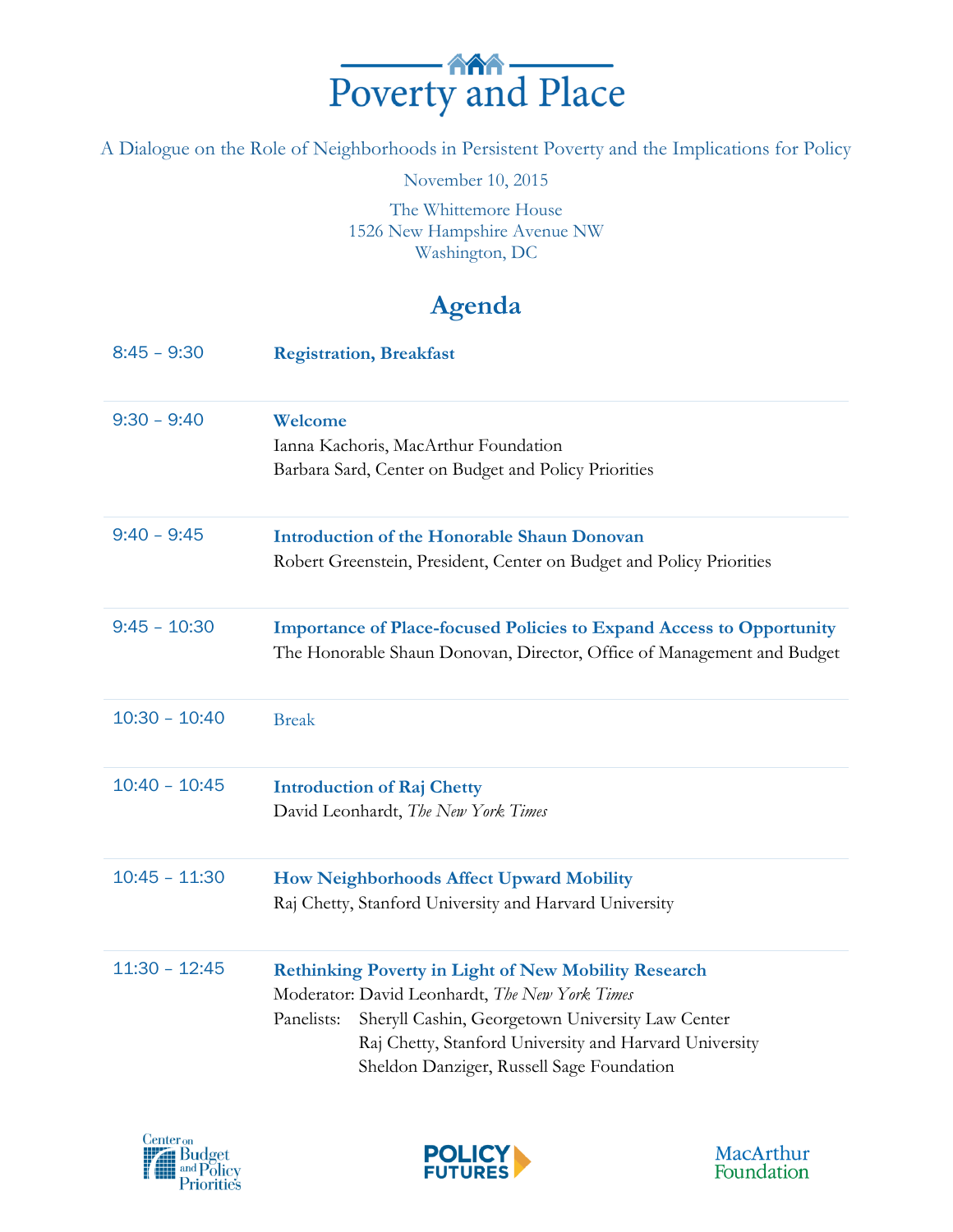# Poverty and Place

A Dialogue on the Role of Neighborhoods in Persistent Poverty and the Implications for Policy

November 10, 2015

The Whittemore House
1526 New Hampshire Avenue NW
Washington, DC

## Agenda

| | |
|---|---|
| 8:45 – 9:30 | **Registration, Breakfast** |
| 9:30 – 9:40 | **Welcome**<br>Ianna Kachoris, MacArthur Foundation<br>Barbara Sard, Center on Budget and Policy Priorities |
| 9:40 – 9:45 | **Introduction of the Honorable Shaun Donovan**<br>Robert Greenstein, President, Center on Budget and Policy Priorities |
| 9:45 – 10:30 | **Importance of Place-focused Policies to Expand Access to Opportunity**<br>The Honorable Shaun Donovan, Director, Office of Management and Budget |
| 10:30 – 10:40 | Break |
| 10:40 – 10:45 | **Introduction of Raj Chetty**<br>David Leonhardt, *The New York Times* |
| 10:45 – 11:30 | **How Neighborhoods Affect Upward Mobility**<br>Raj Chetty, Stanford University and Harvard University |
| 11:30 – 12:45 | **Rethinking Poverty in Light of New Mobility Research**<br>Moderator: David Leonhardt, *The New York Times*<br>Panelists: Sheryll Cashin, Georgetown University Law Center<br>Raj Chetty, Stanford University and Harvard University<br>Sheldon Danziger, Russell Sage Foundation |

Center on Budget and Policy Priorities — POLICY FUTURES — MacArthur Foundation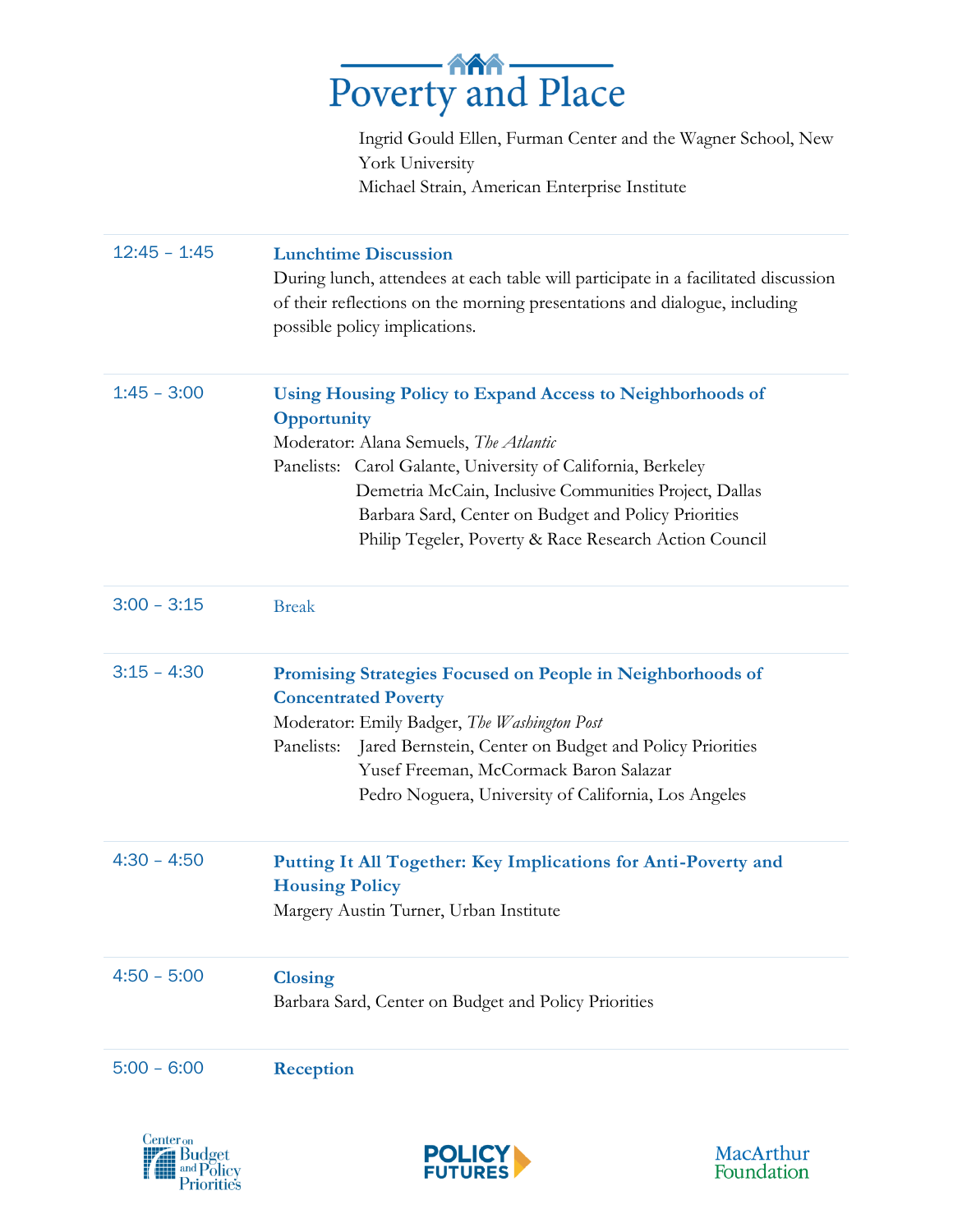# Poverty and Place

Ingrid Gould Ellen, Furman Center and the Wagner School, New York University
Michael Strain, American Enterprise Institute

| | |
|---|---|
| 12:45 – 1:45 | **Lunchtime Discussion**<br>During lunch, attendees at each table will participate in a facilitated discussion of their reflections on the morning presentations and dialogue, including possible policy implications. |
| 1:45 – 3:00 | **Using Housing Policy to Expand Access to Neighborhoods of Opportunity**<br>Moderator: Alana Semuels, *The Atlantic*<br>Panelists: Carol Galante, University of California, Berkeley<br>Demetria McCain, Inclusive Communities Project, Dallas<br>Barbara Sard, Center on Budget and Policy Priorities<br>Philip Tegeler, Poverty & Race Research Action Council |
| 3:00 – 3:15 | Break |
| 3:15 – 4:30 | **Promising Strategies Focused on People in Neighborhoods of Concentrated Poverty**<br>Moderator: Emily Badger, *The Washington Post*<br>Panelists: Jared Bernstein, Center on Budget and Policy Priorities<br>Yusef Freeman, McCormack Baron Salazar<br>Pedro Noguera, University of California, Los Angeles |
| 4:30 – 4:50 | **Putting It All Together: Key Implications for Anti-Poverty and Housing Policy**<br>Margery Austin Turner, Urban Institute |
| 4:50 – 5:00 | **Closing**<br>Barbara Sard, Center on Budget and Policy Priorities |
| 5:00 – 6:00 | **Reception** |

Center on Budget and Policy Priorities

POLICY FUTURES

MacArthur Foundation